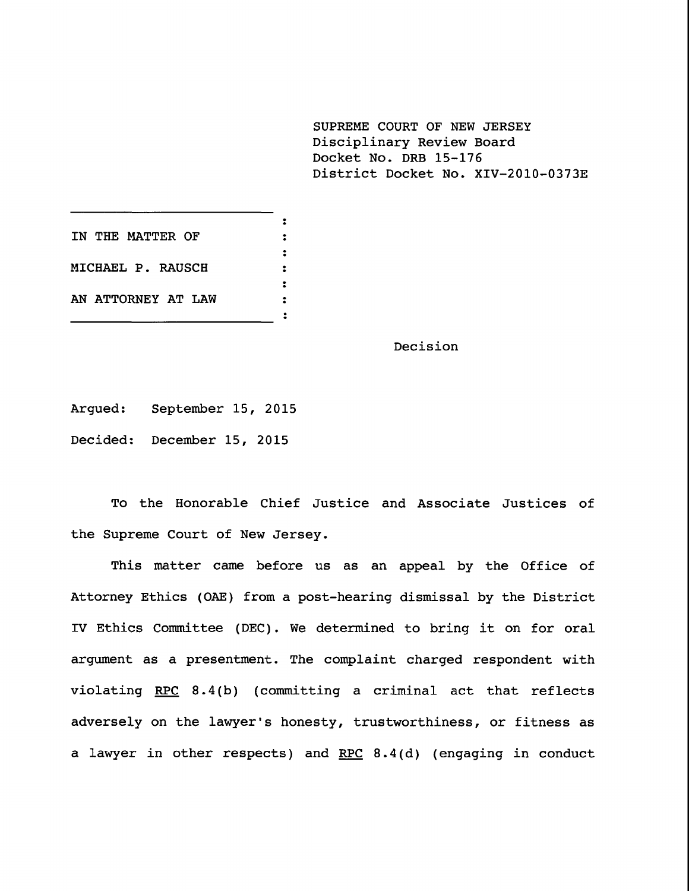SUPREME COURT OF NEW JERSEY
Disciplinary Review Board
Docket No. DRB 15-176
District Docket No. XIV-2010-0373E

IN THE MATTER OF

MICHAEL P. RAUSCH

AN ATTORNEY AT LAW

Decision

Argued: September 15, 2015

Decided: December 15, 2015

To the Honorable Chief Justice and Associate Justices of the Supreme Court of New Jersey.

This matter came before us as an appeal by the Office of Attorney Ethics (OAE) from a post-hearing dismissal by the District IV Ethics Committee (DEC). We determined to bring it on for oral argument as a presentment. The complaint charged respondent with violating RPC 8.4(b) (committing a criminal act that reflects adversely on the lawyer's honesty, trustworthiness, or fitness as a lawyer in other respects) and RPC 8.4(d) (engaging in conduct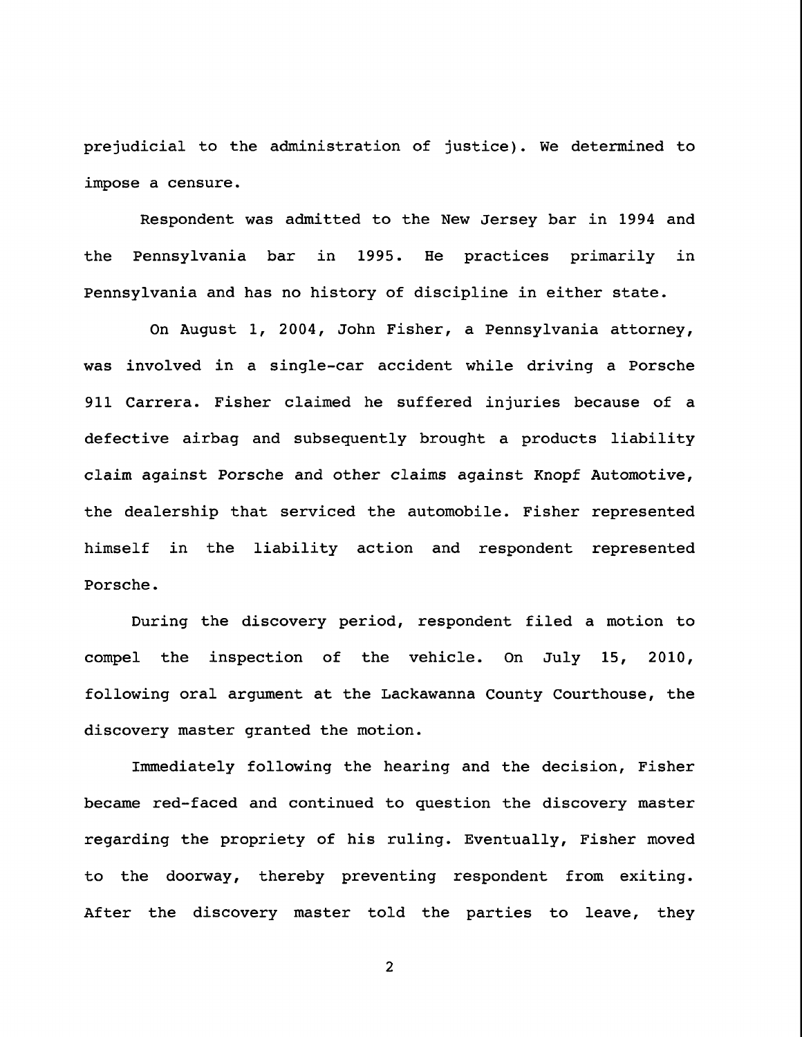prejudicial to the administration of justice). We determined to impose a censure.

Respondent was admitted to the New Jersey bar in 1994 and the Pennsylvania bar in 1995. He practices primarily in Pennsylvania and has no history of discipline in either state.

On August 1, 2004, John Fisher, a Pennsylvania attorney, was involved in a single-car accident while driving a Porsche 911 Carrera. Fisher claimed he suffered injuries because of a defective airbag and subsequently brought a products liability claim against Porsche and other claims against Knopf Automotive, the dealership that serviced the automobile. Fisher represented himself in the liability action and respondent represented Porsche.

During the discovery period, respondent filed a motion to compel the inspection of the vehicle. On July 15, 2010, following oral argument at the Lackawanna County Courthouse, the discovery master granted the motion.

Immediately following the hearing and the decision, Fisher became red-faced and continued to question the discovery master regarding the propriety of his ruling. Eventually, Fisher moved to the doorway, thereby preventing respondent from exiting. After the discovery master told the parties to leave, they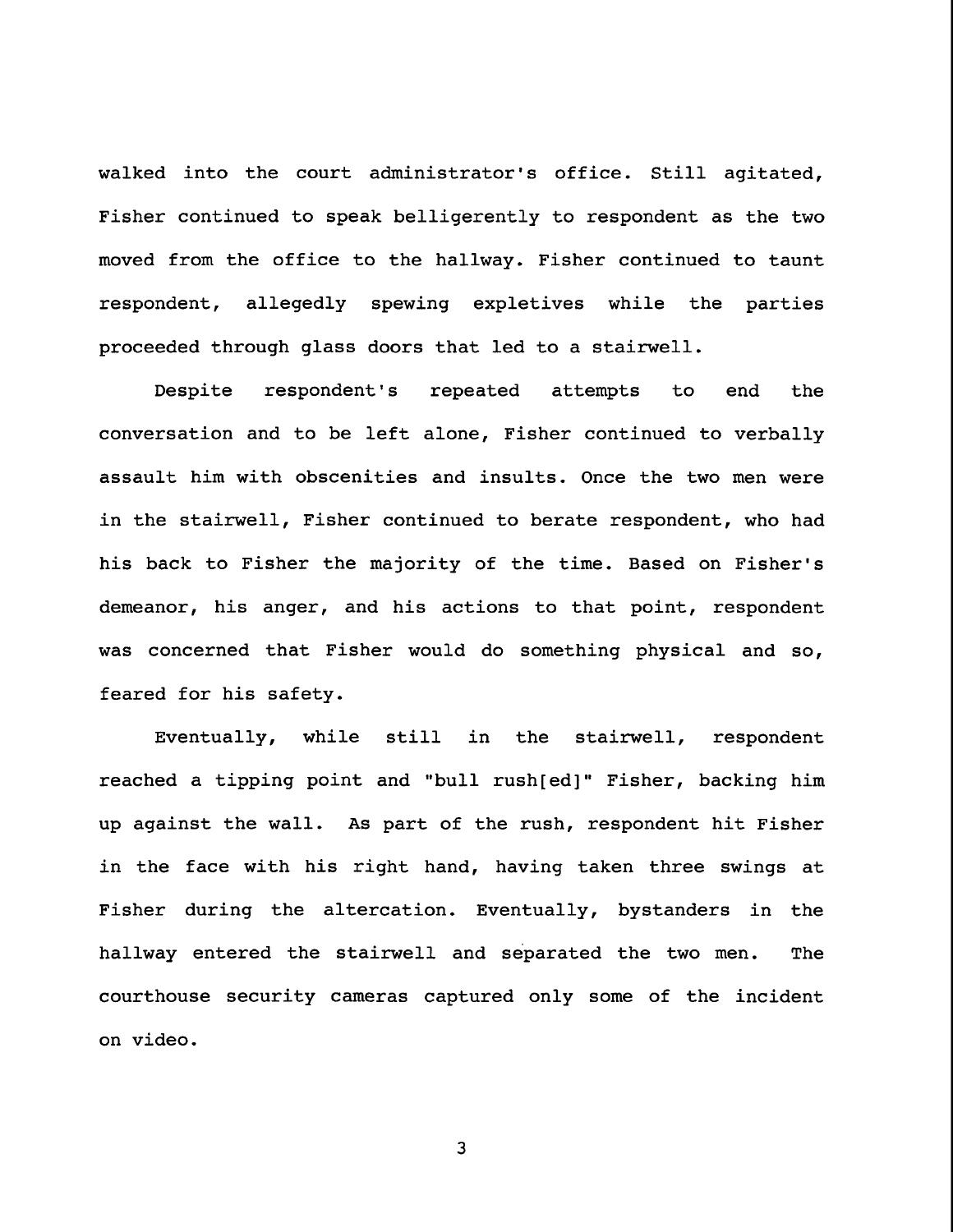walked into the court administrator's office. Still agitated, Fisher continued to speak belligerently to respondent as the two moved from the office to the hallway. Fisher continued to taunt respondent, allegedly spewing expletives while the parties proceeded through glass doors that led to a stairwell.

Despite respondent's repeated attempts to end the conversation and to be left alone, Fisher continued to verbally assault him with obscenities and insults. Once the two men were in the stairwell, Fisher continued to berate respondent, who had his back to Fisher the majority of the time. Based on Fisher's demeanor, his anger, and his actions to that point, respondent was concerned that Fisher would do something physical and so, feared for his safety.

Eventually, while still in the stairwell, respondent reached a tipping point and "bull rush[ed]" Fisher, backing him up against the wall. As part of the rush, respondent hit Fisher in the face with his right hand, having taken three swings at Fisher during the altercation. Eventually, bystanders in the hallway entered the stairwell and separated the two men. The courthouse security cameras captured only some of the incident on video.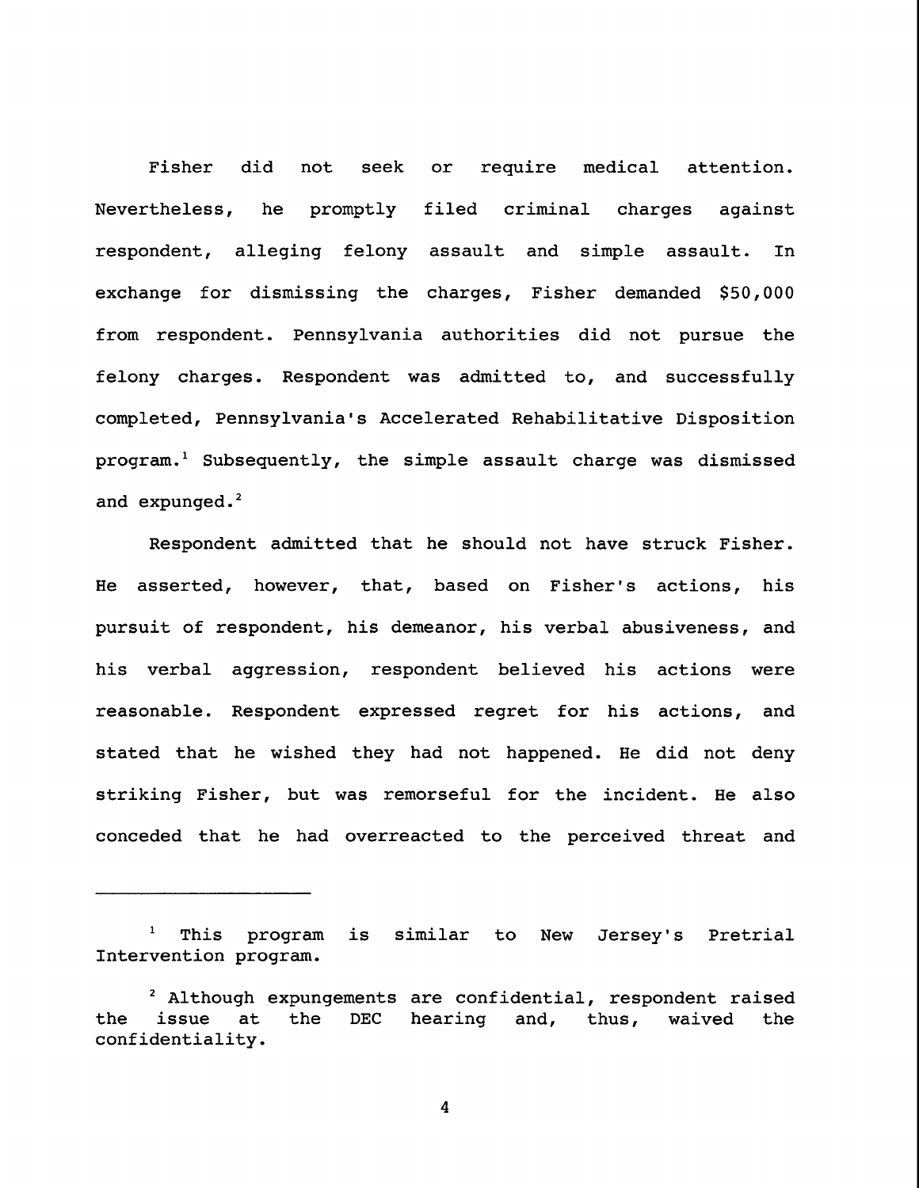Fisher did not seek or require medical attention. Nevertheless, he promptly filed criminal charges against respondent, alleging felony assault and simple assault. In exchange for dismissing the charges, Fisher demanded $50,000 from respondent. Pennsylvania authorities did not pursue the felony charges. Respondent was admitted to, and successfully completed, Pennsylvania's Accelerated Rehabilitative Disposition program.[1] Subsequently, the simple assault charge was dismissed and expunged.[2]

Respondent admitted that he should not have struck Fisher. He asserted, however, that, based on Fisher's actions, his pursuit of respondent, his demeanor, his verbal abusiveness, and his verbal aggression, respondent believed his actions were reasonable. Respondent expressed regret for his actions, and stated that he wished they had not happened. He did not deny striking Fisher, but was remorseful for the incident. He also conceded that he had overreacted to the perceived threat and

---

[1] This program is similar to New Jersey's Pretrial Intervention program.

[2] Although expungements are confidential, respondent raised the issue at the DEC hearing and, thus, waived the confidentiality.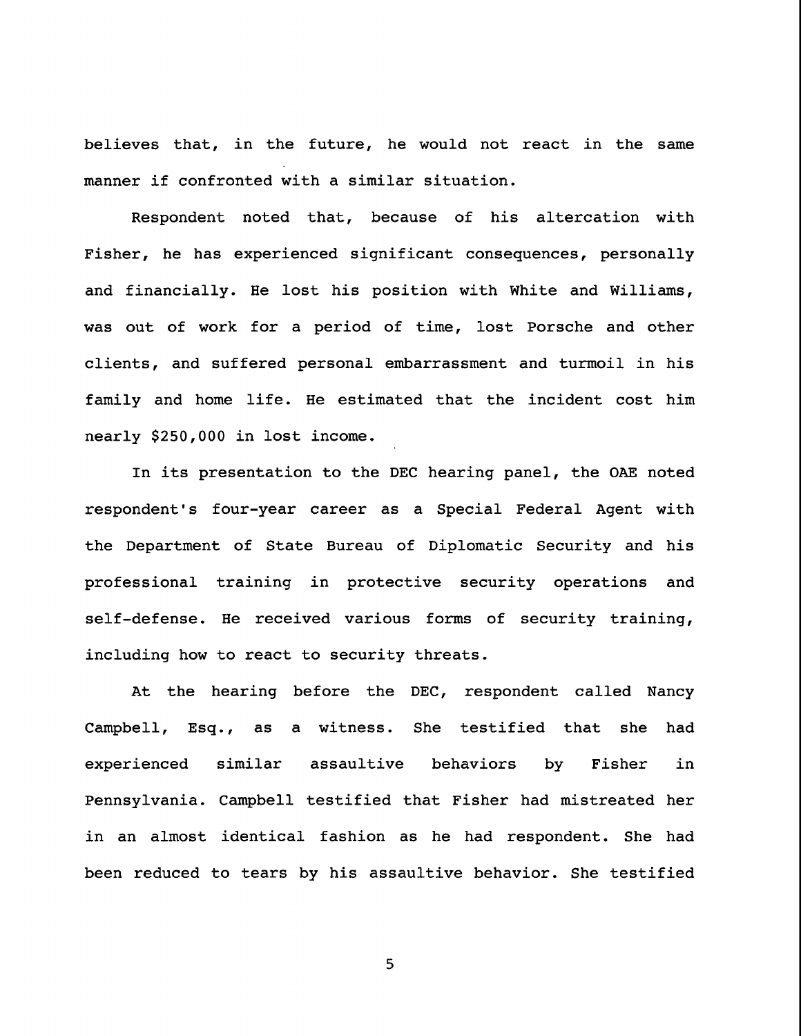believes that, in the future, he would not react in the same manner if confronted with a similar situation.

Respondent noted that, because of his altercation with Fisher, he has experienced significant consequences, personally and financially. He lost his position with White and Williams, was out of work for a period of time, lost Porsche and other clients, and suffered personal embarrassment and turmoil in his family and home life. He estimated that the incident cost him nearly $250,000 in lost income.

In its presentation to the DEC hearing panel, the OAE noted respondent's four-year career as a Special Federal Agent with the Department of State Bureau of Diplomatic Security and his professional training in protective security operations and self-defense. He received various forms of security training, including how to react to security threats.

At the hearing before the DEC, respondent called Nancy Campbell, Esq., as a witness. She testified that she had experienced similar assaultive behaviors by Fisher in Pennsylvania. Campbell testified that Fisher had mistreated her in an almost identical fashion as he had respondent. She had been reduced to tears by his assaultive behavior. She testified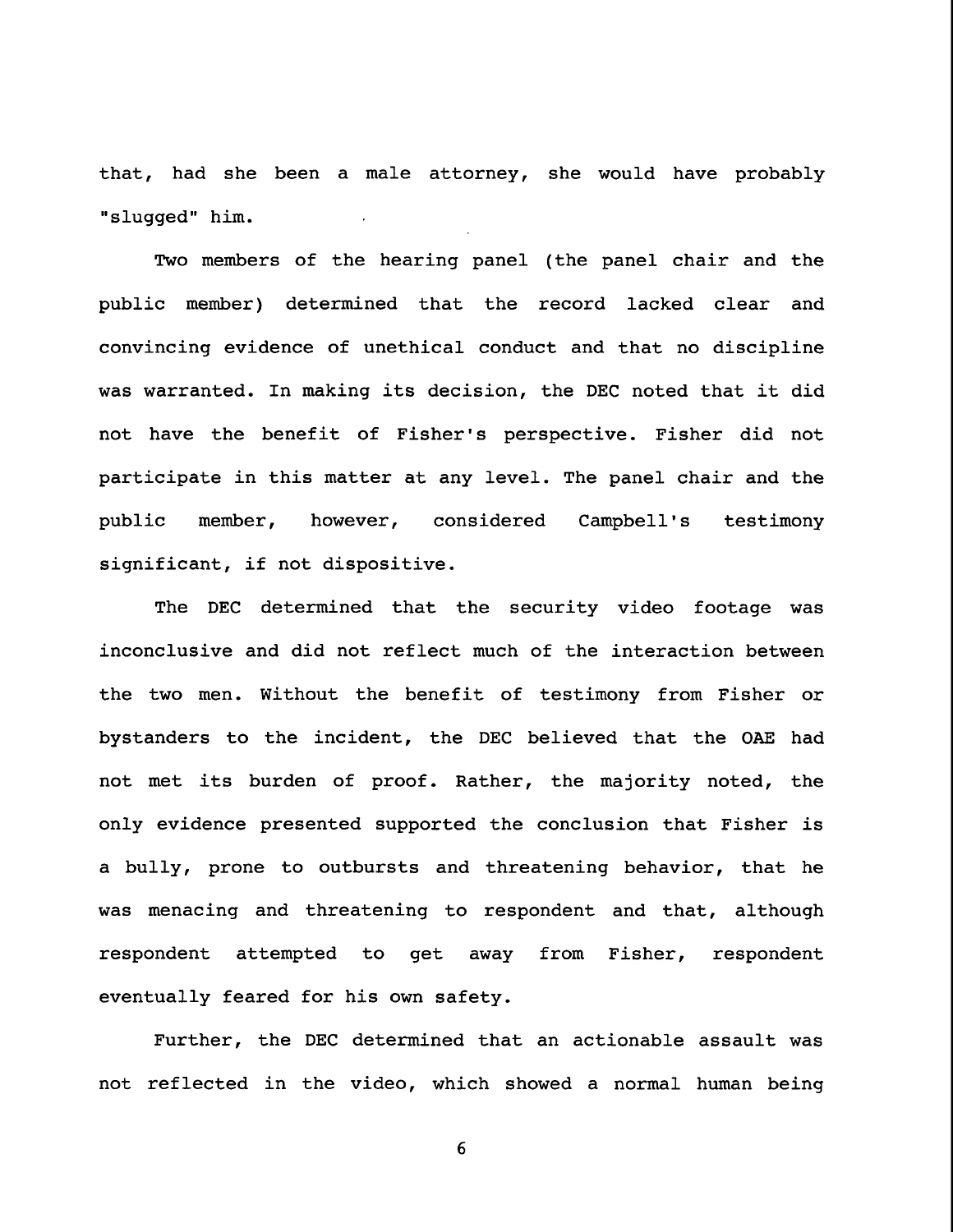that, had she been a male attorney, she would have probably "slugged" him.

Two members of the hearing panel (the panel chair and the public member) determined that the record lacked clear and convincing evidence of unethical conduct and that no discipline was warranted. In making its decision, the DEC noted that it did not have the benefit of Fisher's perspective. Fisher did not participate in this matter at any level. The panel chair and the public member, however, considered Campbell's testimony significant, if not dispositive.

The DEC determined that the security video footage was inconclusive and did not reflect much of the interaction between the two men. Without the benefit of testimony from Fisher or bystanders to the incident, the DEC believed that the OAE had not met its burden of proof. Rather, the majority noted, the only evidence presented supported the conclusion that Fisher is a bully, prone to outbursts and threatening behavior, that he was menacing and threatening to respondent and that, although respondent attempted to get away from Fisher, respondent eventually feared for his own safety.

Further, the DEC determined that an actionable assault was not reflected in the video, which showed a normal human being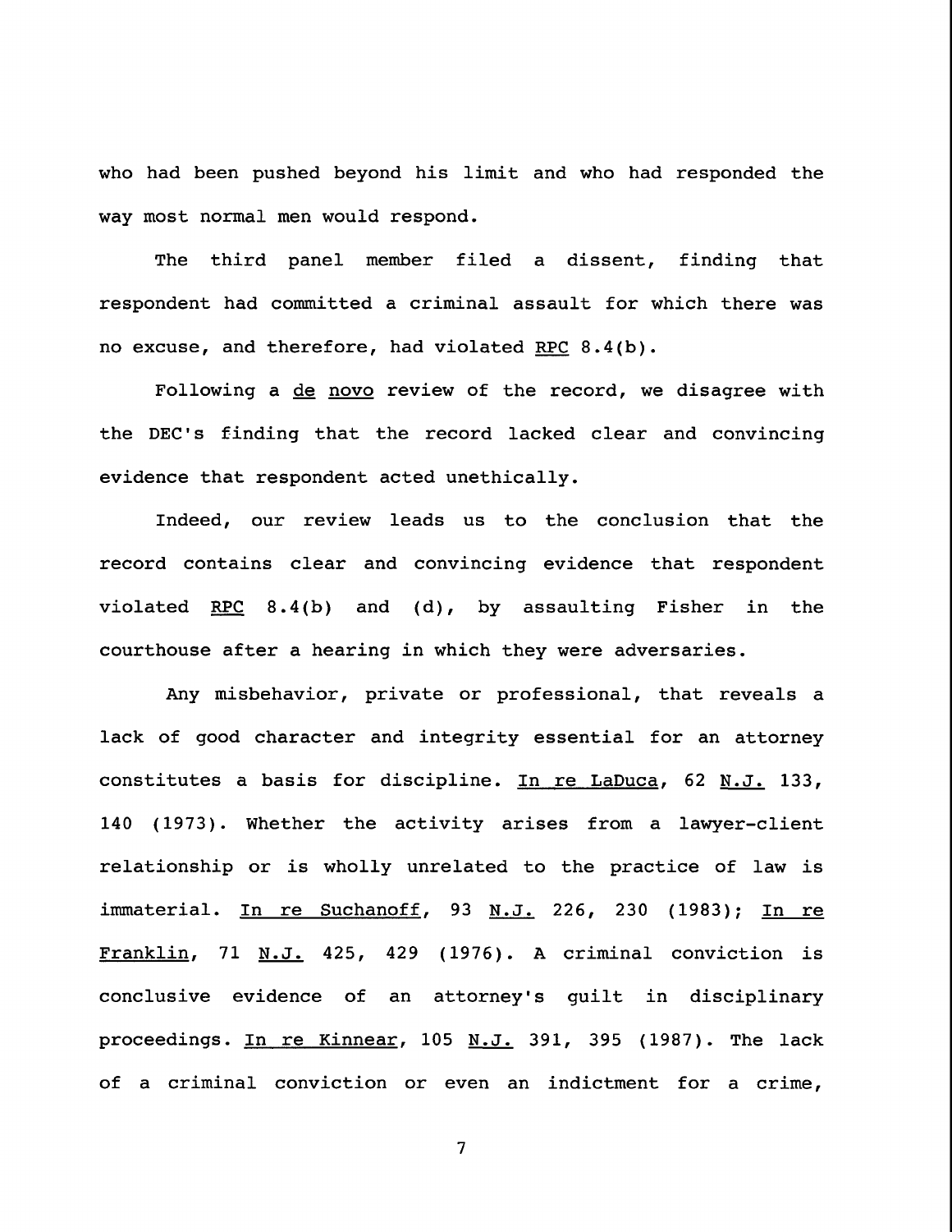who had been pushed beyond his limit and who had responded the way most normal men would respond.

The third panel member filed a dissent, finding that respondent had committed a criminal assault for which there was no excuse, and therefore, had violated RPC 8.4(b).

Following a de novo review of the record, we disagree with the DEC's finding that the record lacked clear and convincing evidence that respondent acted unethically.

Indeed, our review leads us to the conclusion that the record contains clear and convincing evidence that respondent violated RPC 8.4(b) and (d), by assaulting Fisher in the courthouse after a hearing in which they were adversaries.

Any misbehavior, private or professional, that reveals a lack of good character and integrity essential for an attorney constitutes a basis for discipline. In re LaDuca, 62 N.J. 133, 140 (1973). Whether the activity arises from a lawyer-client relationship or is wholly unrelated to the practice of law is immaterial. In re Suchanoff, 93 N.J. 226, 230 (1983); In re Franklin, 71 N.J. 425, 429 (1976). A criminal conviction is conclusive evidence of an attorney's guilt in disciplinary proceedings. In re Kinnear, 105 N.J. 391, 395 (1987). The lack of a criminal conviction or even an indictment for a crime,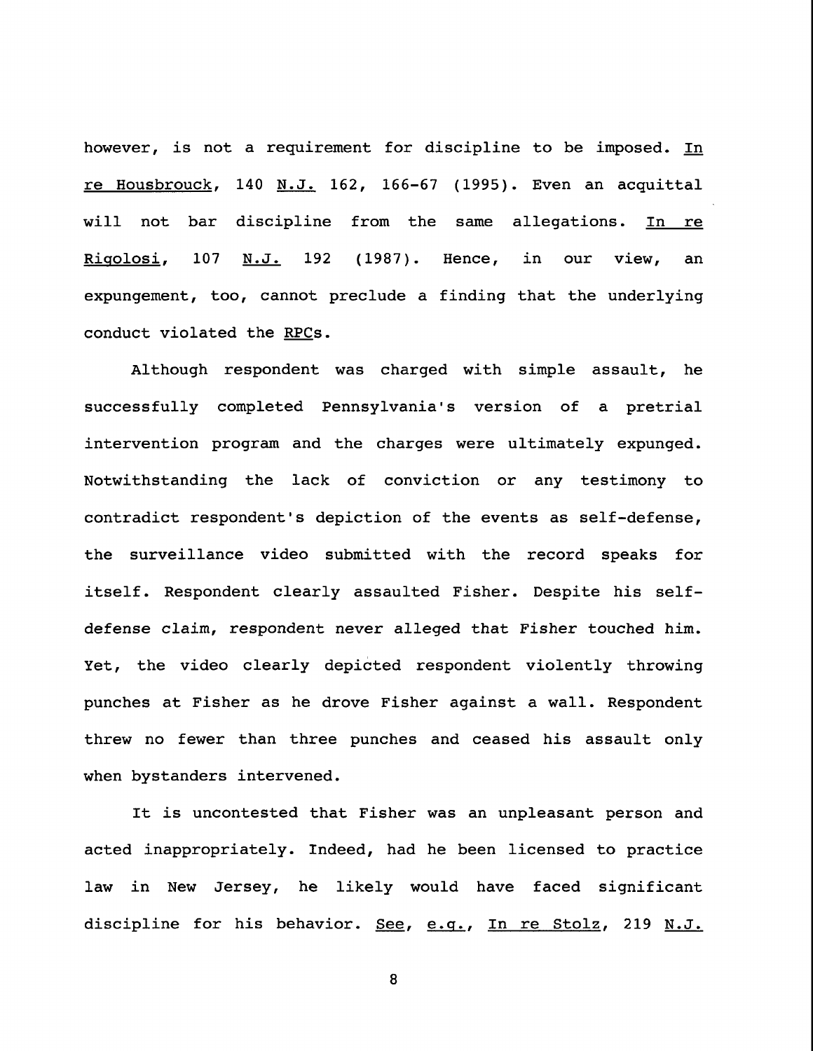however, is not a requirement for discipline to be imposed. In re Housbrouck, 140 N.J. 162, 166-67 (1995). Even an acquittal will not bar discipline from the same allegations. In re Rigolosi, 107 N.J. 192 (1987). Hence, in our view, an expungement, too, cannot preclude a finding that the underlying conduct violated the RPCs.

Although respondent was charged with simple assault, he successfully completed Pennsylvania's version of a pretrial intervention program and the charges were ultimately expunged. Notwithstanding the lack of conviction or any testimony to contradict respondent's depiction of the events as self-defense, the surveillance video submitted with the record speaks for itself. Respondent clearly assaulted Fisher. Despite his self-defense claim, respondent never alleged that Fisher touched him. Yet, the video clearly depicted respondent violently throwing punches at Fisher as he drove Fisher against a wall. Respondent threw no fewer than three punches and ceased his assault only when bystanders intervened.

It is uncontested that Fisher was an unpleasant person and acted inappropriately. Indeed, had he been licensed to practice law in New Jersey, he likely would have faced significant discipline for his behavior. See, e.g., In re Stolz, 219 N.J.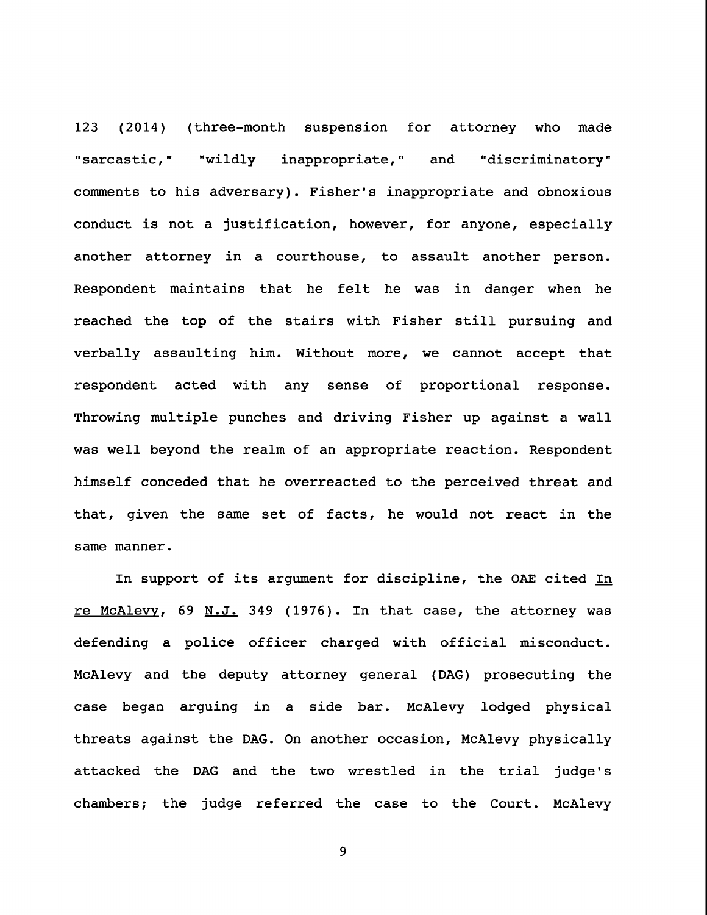123 (2014) (three-month suspension for attorney who made "sarcastic," "wildly inappropriate," and "discriminatory" comments to his adversary). Fisher's inappropriate and obnoxious conduct is not a justification, however, for anyone, especially another attorney in a courthouse, to assault another person. Respondent maintains that he felt he was in danger when he reached the top of the stairs with Fisher still pursuing and verbally assaulting him. Without more, we cannot accept that respondent acted with any sense of proportional response. Throwing multiple punches and driving Fisher up against a wall was well beyond the realm of an appropriate reaction. Respondent himself conceded that he overreacted to the perceived threat and that, given the same set of facts, he would not react in the same manner.

In support of its argument for discipline, the OAE cited In re McAlevy, 69 N.J. 349 (1976). In that case, the attorney was defending a police officer charged with official misconduct. McAlevy and the deputy attorney general (DAG) prosecuting the case began arguing in a side bar. McAlevy lodged physical threats against the DAG. On another occasion, McAlevy physically attacked the DAG and the two wrestled in the trial judge's chambers; the judge referred the case to the Court. McAlevy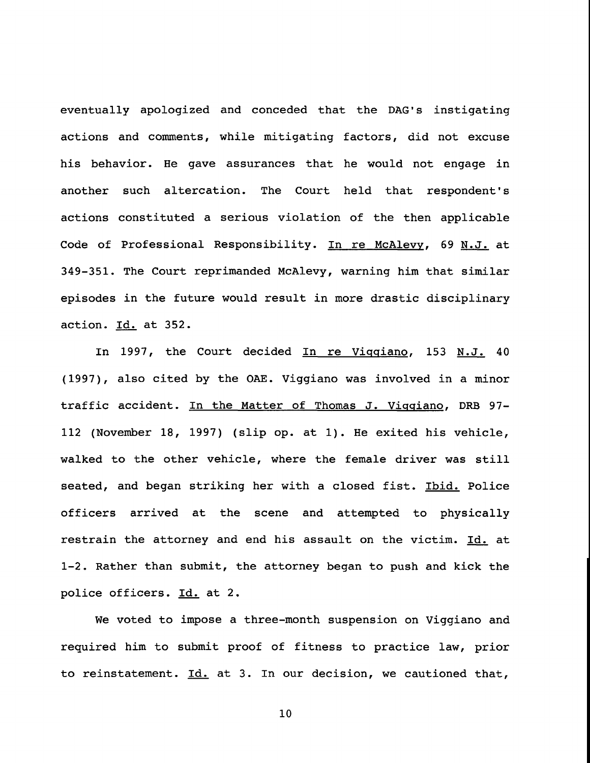eventually apologized and conceded that the DAG's instigating actions and comments, while mitigating factors, did not excuse his behavior. He gave assurances that he would not engage in another such altercation. The Court held that respondent's actions constituted a serious violation of the then applicable Code of Professional Responsibility. In re McAlevy, 69 N.J. at 349-351. The Court reprimanded McAlevy, warning him that similar episodes in the future would result in more drastic disciplinary action. Id. at 352.

In 1997, the Court decided In re Viggiano, 153 N.J. 40 (1997), also cited by the OAE. Viggiano was involved in a minor traffic accident. In the Matter of Thomas J. Viggiano, DRB 97-112 (November 18, 1997) (slip op. at 1). He exited his vehicle, walked to the other vehicle, where the female driver was still seated, and began striking her with a closed fist. Ibid. Police officers arrived at the scene and attempted to physically restrain the attorney and end his assault on the victim. Id. at 1-2. Rather than submit, the attorney began to push and kick the police officers. Id. at 2.

We voted to impose a three-month suspension on Viggiano and required him to submit proof of fitness to practice law, prior to reinstatement. Id. at 3. In our decision, we cautioned that,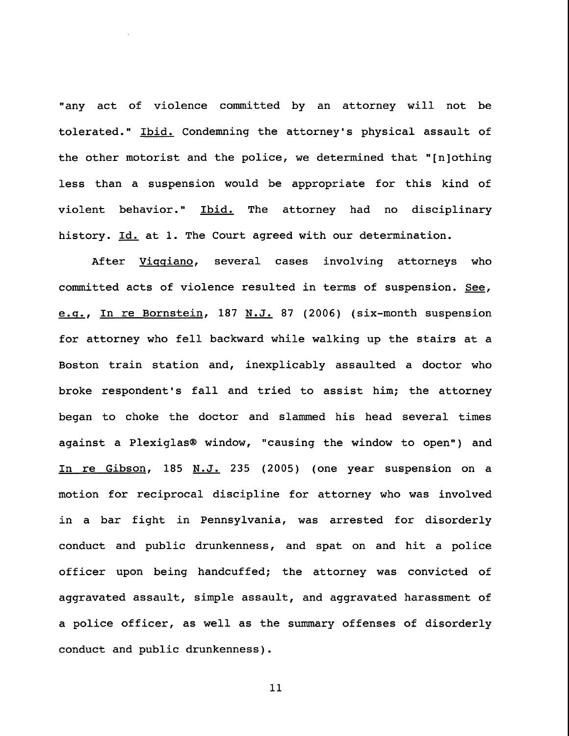"any act of violence committed by an attorney will not be tolerated." Ibid. Condemning the attorney's physical assault of the other motorist and the police, we determined that "[n]othing less than a suspension would be appropriate for this kind of violent behavior." Ibid. The attorney had no disciplinary history. Id. at 1. The Court agreed with our determination.

After Viggiano, several cases involving attorneys who committed acts of violence resulted in terms of suspension. See, e.g., In re Bornstein, 187 N.J. 87 (2006) (six-month suspension for attorney who fell backward while walking up the stairs at a Boston train station and, inexplicably assaulted a doctor who broke respondent's fall and tried to assist him; the attorney began to choke the doctor and slammed his head several times against a Plexiglas® window, "causing the window to open") and In re Gibson, 185 N.J. 235 (2005) (one year suspension on a motion for reciprocal discipline for attorney who was involved in a bar fight in Pennsylvania, was arrested for disorderly conduct and public drunkenness, and spat on and hit a police officer upon being handcuffed; the attorney was convicted of aggravated assault, simple assault, and aggravated harassment of a police officer, as well as the summary offenses of disorderly conduct and public drunkenness).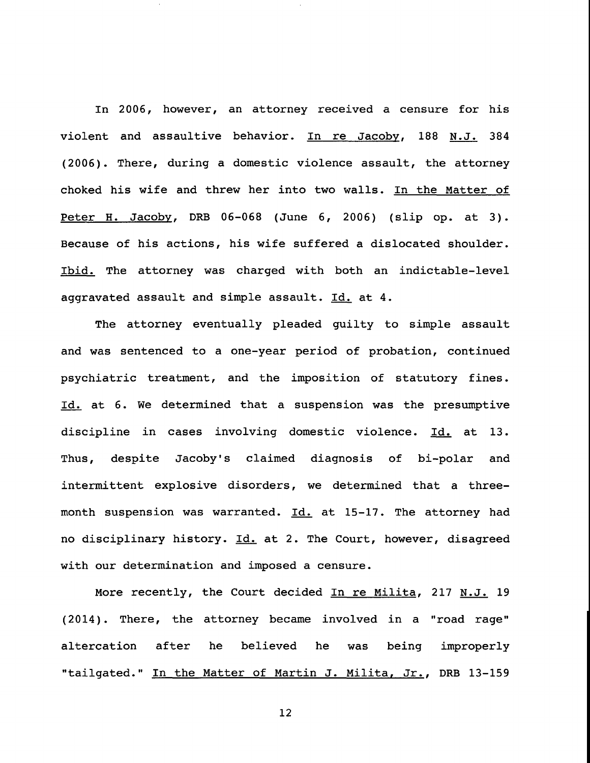In 2006, however, an attorney received a censure for his violent and assaultive behavior. In re Jacoby, 188 N.J. 384 (2006). There, during a domestic violence assault, the attorney choked his wife and threw her into two walls. In the Matter of Peter H. Jacoby, DRB 06-068 (June 6, 2006) (slip op. at 3). Because of his actions, his wife suffered a dislocated shoulder. Ibid. The attorney was charged with both an indictable-level aggravated assault and simple assault. Id. at 4.

The attorney eventually pleaded guilty to simple assault and was sentenced to a one-year period of probation, continued psychiatric treatment, and the imposition of statutory fines. Id. at 6. We determined that a suspension was the presumptive discipline in cases involving domestic violence. Id. at 13. Thus, despite Jacoby's claimed diagnosis of bi-polar and intermittent explosive disorders, we determined that a three-month suspension was warranted. Id. at 15-17. The attorney had no disciplinary history. Id. at 2. The Court, however, disagreed with our determination and imposed a censure.

More recently, the Court decided In re Milita, 217 N.J. 19 (2014). There, the attorney became involved in a "road rage" altercation after he believed he was being improperly "tailgated." In the Matter of Martin J. Milita, Jr., DRB 13-159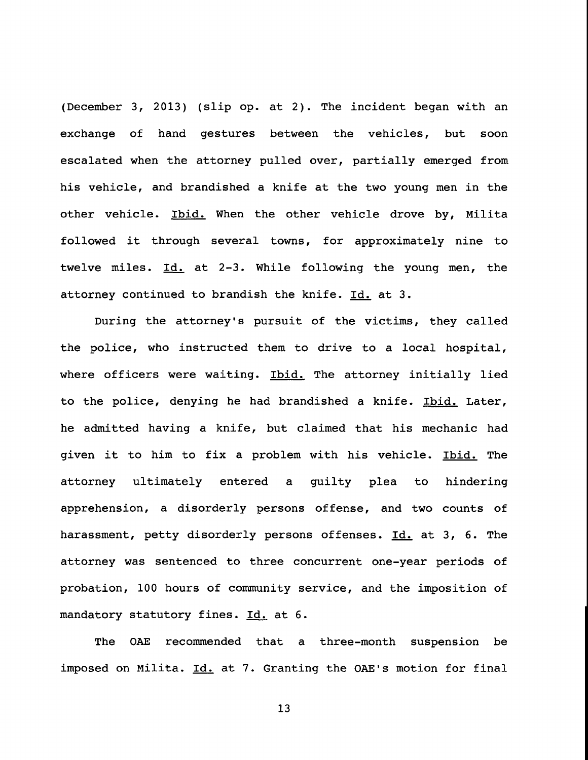(December 3, 2013) (slip op. at 2). The incident began with an exchange of hand gestures between the vehicles, but soon escalated when the attorney pulled over, partially emerged from his vehicle, and brandished a knife at the two young men in the other vehicle. Ibid. When the other vehicle drove by, Milita followed it through several towns, for approximately nine to twelve miles. Id. at 2-3. While following the young men, the attorney continued to brandish the knife. Id. at 3.

During the attorney's pursuit of the victims, they called the police, who instructed them to drive to a local hospital, where officers were waiting. Ibid. The attorney initially lied to the police, denying he had brandished a knife. Ibid. Later, he admitted having a knife, but claimed that his mechanic had given it to him to fix a problem with his vehicle. Ibid. The attorney ultimately entered a guilty plea to hindering apprehension, a disorderly persons offense, and two counts of harassment, petty disorderly persons offenses. Id. at 3, 6. The attorney was sentenced to three concurrent one-year periods of probation, 100 hours of community service, and the imposition of mandatory statutory fines. Id. at 6.

The OAE recommended that a three-month suspension be imposed on Milita. Id. at 7. Granting the OAE's motion for final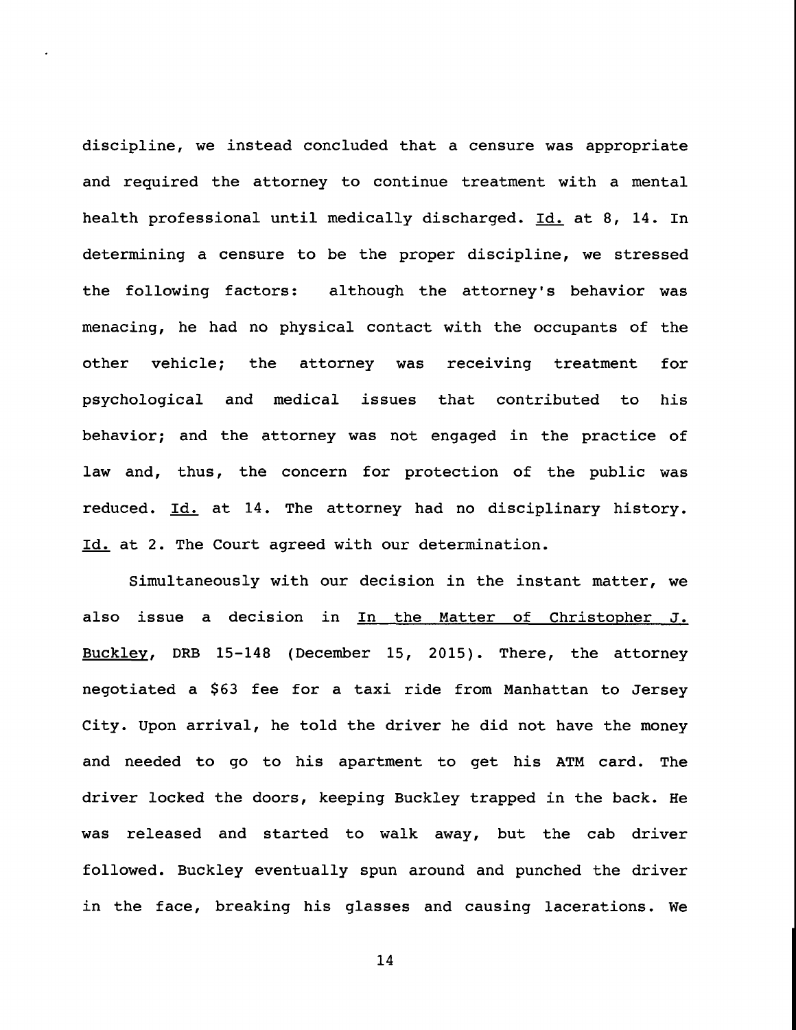discipline, we instead concluded that a censure was appropriate and required the attorney to continue treatment with a mental health professional until medically discharged. Id. at 8, 14. In determining a censure to be the proper discipline, we stressed the following factors: although the attorney's behavior was menacing, he had no physical contact with the occupants of the other vehicle; the attorney was receiving treatment for psychological and medical issues that contributed to his behavior; and the attorney was not engaged in the practice of law and, thus, the concern for protection of the public was reduced. Id. at 14. The attorney had no disciplinary history. Id. at 2. The Court agreed with our determination.

Simultaneously with our decision in the instant matter, we also issue a decision in In the Matter of Christopher J. Buckley, DRB 15-148 (December 15, 2015). There, the attorney negotiated a $63 fee for a taxi ride from Manhattan to Jersey City. Upon arrival, he told the driver he did not have the money and needed to go to his apartment to get his ATM card. The driver locked the doors, keeping Buckley trapped in the back. He was released and started to walk away, but the cab driver followed. Buckley eventually spun around and punched the driver in the face, breaking his glasses and causing lacerations. We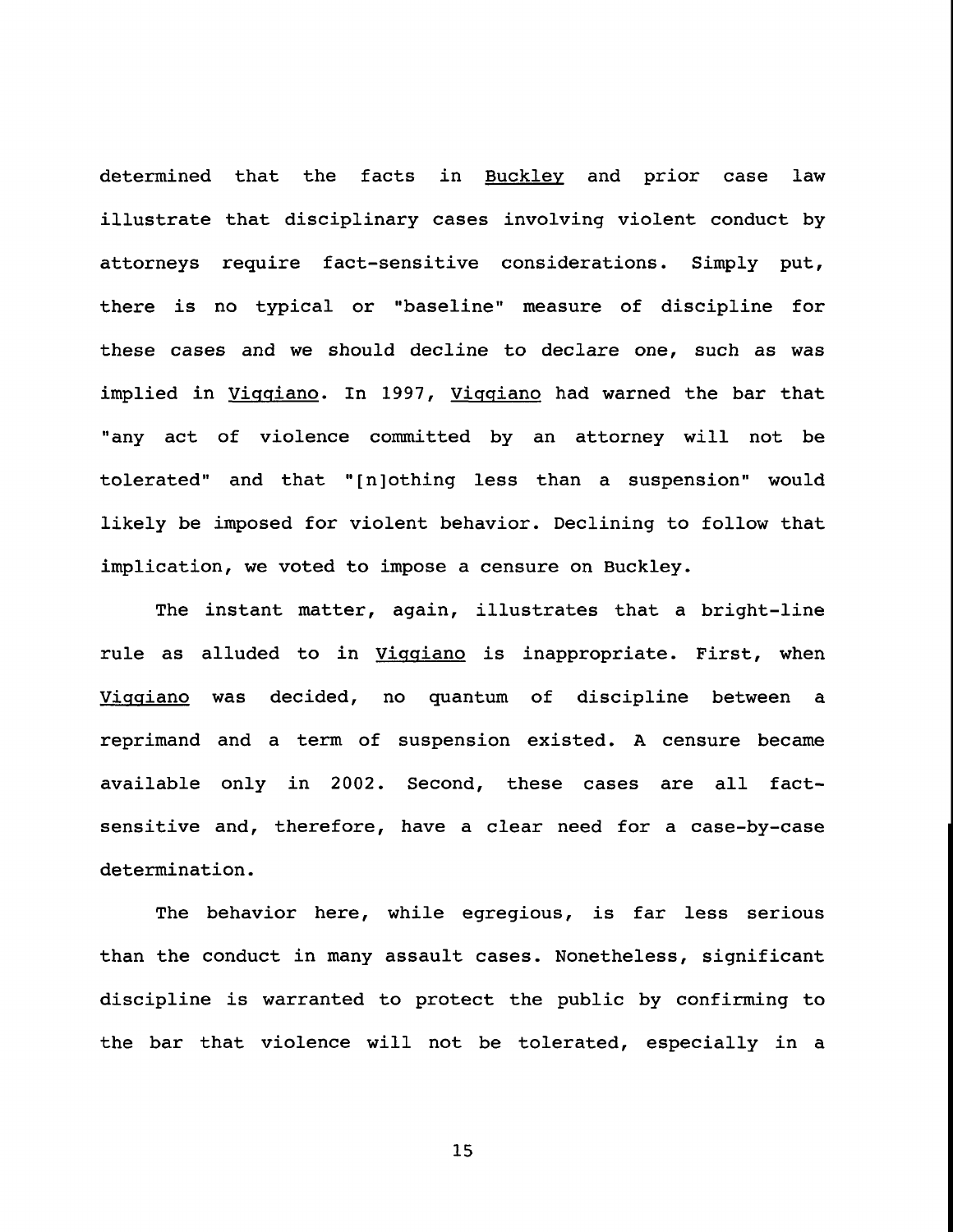determined that the facts in Buckley and prior case law illustrate that disciplinary cases involving violent conduct by attorneys require fact-sensitive considerations. Simply put, there is no typical or "baseline" measure of discipline for these cases and we should decline to declare one, such as was implied in Viggiano. In 1997, Viggiano had warned the bar that "any act of violence committed by an attorney will not be tolerated" and that "[n]othing less than a suspension" would likely be imposed for violent behavior. Declining to follow that implication, we voted to impose a censure on Buckley.

The instant matter, again, illustrates that a bright-line rule as alluded to in Viggiano is inappropriate. First, when Viggiano was decided, no quantum of discipline between a reprimand and a term of suspension existed. A censure became available only in 2002. Second, these cases are all fact-sensitive and, therefore, have a clear need for a case-by-case determination.

The behavior here, while egregious, is far less serious than the conduct in many assault cases. Nonetheless, significant discipline is warranted to protect the public by confirming to the bar that violence will not be tolerated, especially in a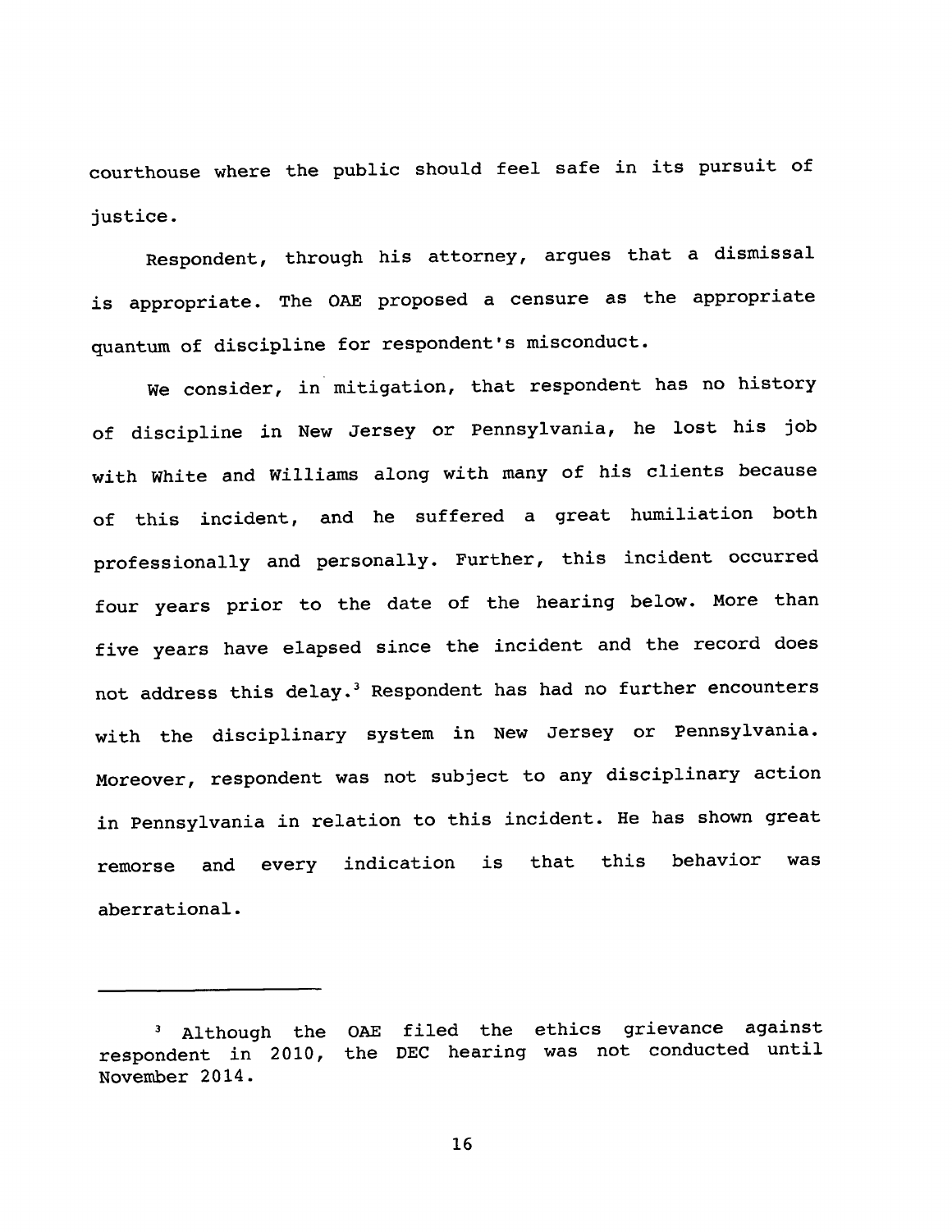courthouse where the public should feel safe in its pursuit of justice.

Respondent, through his attorney, argues that a dismissal is appropriate. The OAE proposed a censure as the appropriate quantum of discipline for respondent's misconduct.

We consider, in mitigation, that respondent has no history of discipline in New Jersey or Pennsylvania, he lost his job with White and Williams along with many of his clients because of this incident, and he suffered a great humiliation both professionally and personally. Further, this incident occurred four years prior to the date of the hearing below. More than five years have elapsed since the incident and the record does not address this delay.[3] Respondent has had no further encounters with the disciplinary system in New Jersey or Pennsylvania. Moreover, respondent was not subject to any disciplinary action in Pennsylvania in relation to this incident. He has shown great remorse and every indication is that this behavior was aberrational.

---

[3] Although the OAE filed the ethics grievance against respondent in 2010, the DEC hearing was not conducted until November 2014.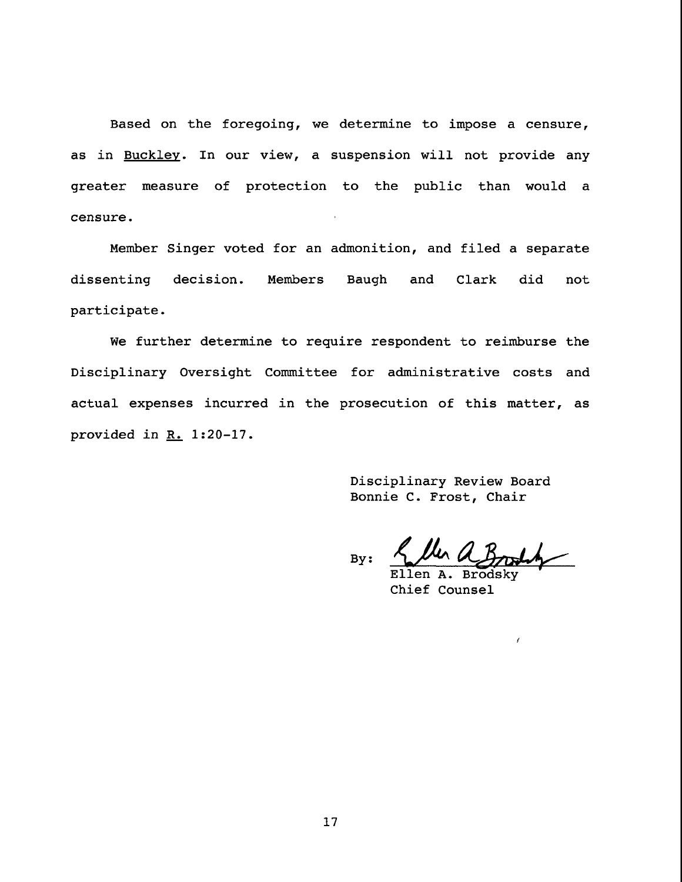Based on the foregoing, we determine to impose a censure, as in Buckley. In our view, a suspension will not provide any greater measure of protection to the public than would a censure.

Member Singer voted for an admonition, and filed a separate dissenting decision. Members Baugh and Clark did not participate.

We further determine to require respondent to reimburse the Disciplinary Oversight Committee for administrative costs and actual expenses incurred in the prosecution of this matter, as provided in R. 1:20-17.

Disciplinary Review Board
Bonnie C. Frost, Chair

By: ______________________
Ellen A. Brodsky
Chief Counsel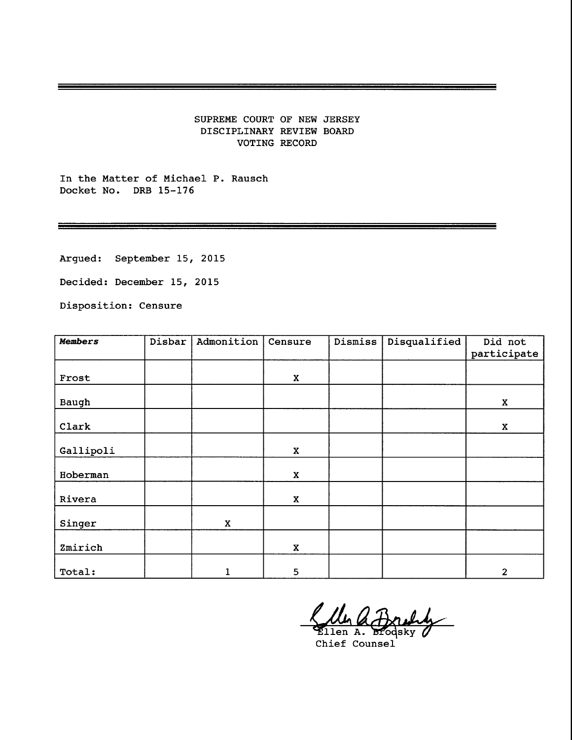SUPREME COURT OF NEW JERSEY
DISCIPLINARY REVIEW BOARD
VOTING RECORD

In the Matter of Michael P. Rausch
Docket No. DRB 15-176

Argued: September 15, 2015

Decided: December 15, 2015

Disposition: Censure

| ***Members*** | Disbar | Admonition | Censure | Dismiss | Disqualified | Did not participate |
|---|---|---|---|---|---|---|
| Frost | | | X | | | |
| Baugh | | | | | | X |
| Clark | | | | | | X |
| Gallipoli | | | X | | | |
| Hoberman | | | X | | | |
| Rivera | | | X | | | |
| Singer | | X | | | | |
| Zmirich | | | X | | | |
| Total: | | 1 | 5 | | | 2 |

Ellen A. Brodsky
Chief Counsel